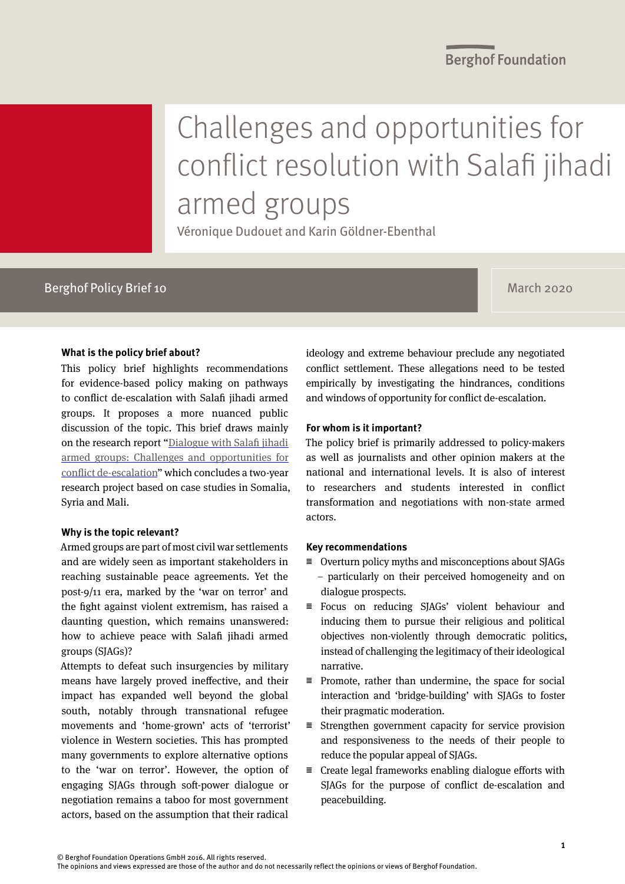Berghof Foundation

# Challenges and opportunities for conflict resolution with Salafi jihadi armed groups

Véronique Dudouet and Karin Göldner-Ebenthal

Berghof Policy Brief 10

March 2020

**What is the policy brief about?**

This policy brief highlights recommendations for evidence-based policy making on pathways to conflict de-escalation with Salafi jihadi armed groups. It proposes a more nuanced public discussion of the topic. This brief draws mainly on the research report "Dialogue with Salafi jihadi armed groups: Challenges and opportunities for conflict de-escalation" which concludes a two-year research project based on case studies in Somalia, Syria and Mali.

**Why is the topic relevant?**

Armed groups are part of most civil war settlements and are widely seen as important stakeholders in reaching sustainable peace agreements. Yet the post-9/11 era, marked by the 'war on terror' and the fight against violent extremism, has raised a daunting question, which remains unanswered: how to achieve peace with Salafi jihadi armed groups (SJAGs)?

Attempts to defeat such insurgencies by military means have largely proved ineffective, and their impact has expanded well beyond the global south, notably through transnational refugee movements and 'home-grown' acts of 'terrorist' violence in Western societies. This has prompted many governments to explore alternative options to the 'war on terror'. However, the option of engaging SJAGs through soft-power dialogue or negotiation remains a taboo for most government actors, based on the assumption that their radical ideology and extreme behaviour preclude any negotiated conflict settlement. These allegations need to be tested empirically by investigating the hindrances, conditions and windows of opportunity for conflict de-escalation.

**For whom is it important?**

The policy brief is primarily addressed to policy-makers as well as journalists and other opinion makers at the national and international levels. It is also of interest to researchers and students interested in conflict transformation and negotiations with non-state armed actors.

**Key recommendations**

- Overturn policy myths and misconceptions about SJAGs – particularly on their perceived homogeneity and on dialogue prospects.
- Focus on reducing SJAGs' violent behaviour and inducing them to pursue their religious and political objectives non-violently through democratic politics, instead of challenging the legitimacy of their ideological narrative.
- Promote, rather than undermine, the space for social interaction and 'bridge-building' with SJAGs to foster their pragmatic moderation.
- Strengthen government capacity for service provision and responsiveness to the needs of their people to reduce the popular appeal of SJAGs.
- Create legal frameworks enabling dialogue efforts with SJAGs for the purpose of conflict de-escalation and peacebuilding.

© Berghof Foundation Operations GmbH 2016. All rights reserved.
The opinions and views expressed are those of the author and do not necessarily reflect the opinions or views of Berghof Foundation.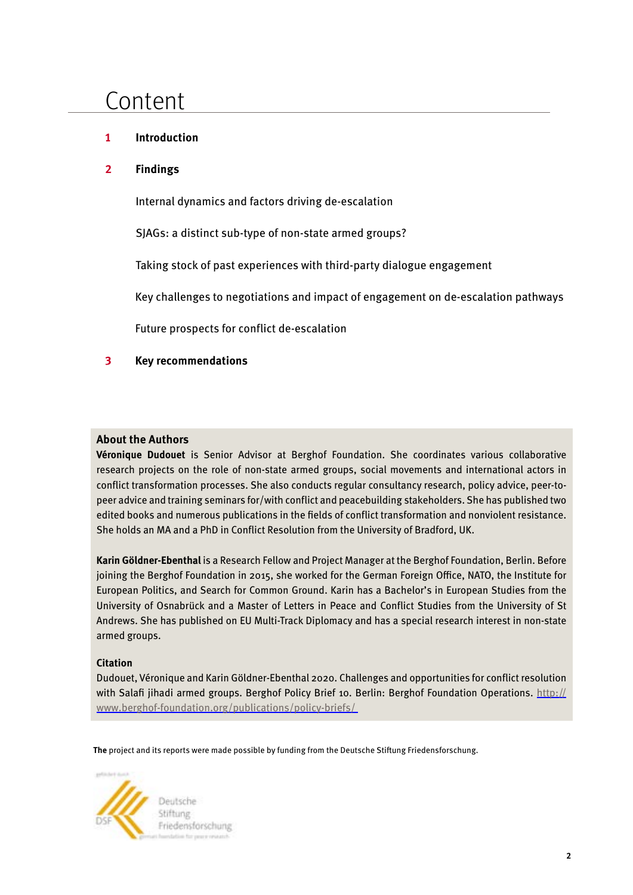# Content

**1 Introduction**

**2 Findings**

Internal dynamics and factors driving de-escalation

SJAGs: a distinct sub-type of non-state armed groups?

Taking stock of past experiences with third-party dialogue engagement

Key challenges to negotiations and impact of engagement on de-escalation pathways

Future prospects for conflict de-escalation

**3 Key recommendations**

### About the Authors

**Véronique Dudouet** is Senior Advisor at Berghof Foundation. She coordinates various collaborative research projects on the role of non-state armed groups, social movements and international actors in conflict transformation processes. She also conducts regular consultancy research, policy advice, peer-to-peer advice and training seminars for/with conflict and peacebuilding stakeholders. She has published two edited books and numerous publications in the fields of conflict transformation and nonviolent resistance. She holds an MA and a PhD in Conflict Resolution from the University of Bradford, UK.

**Karin Göldner-Ebenthal** is a Research Fellow and Project Manager at the Berghof Foundation, Berlin. Before joining the Berghof Foundation in 2015, she worked for the German Foreign Office, NATO, the Institute for European Politics, and Search for Common Ground. Karin has a Bachelor's in European Studies from the University of Osnabrück and a Master of Letters in Peace and Conflict Studies from the University of St Andrews. She has published on EU Multi-Track Diplomacy and has a special research interest in non-state armed groups.

### Citation

Dudouet, Véronique and Karin Göldner-Ebenthal 2020. Challenges and opportunities for conflict resolution with Salafi jihadi armed groups. Berghof Policy Brief 10. Berlin: Berghof Foundation Operations. http://www.berghof-foundation.org/publications/policy-briefs/

**The** project and its reports were made possible by funding from the Deutsche Stiftung Friedensforschung.

Deutsche Stiftung Friedensforschung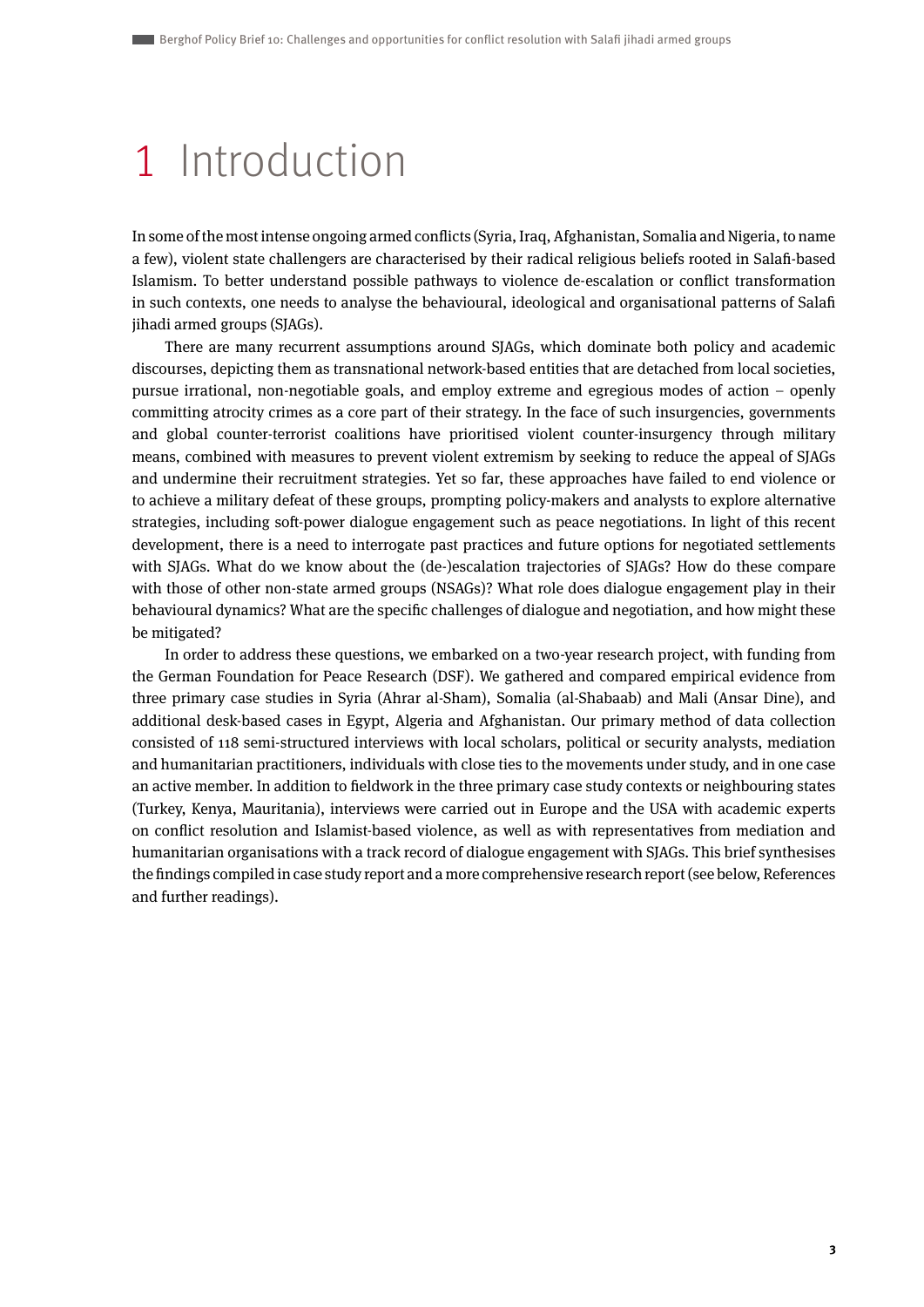# 1 Introduction

In some of the most intense ongoing armed conflicts (Syria, Iraq, Afghanistan, Somalia and Nigeria, to name a few), violent state challengers are characterised by their radical religious beliefs rooted in Salafi-based Islamism. To better understand possible pathways to violence de-escalation or conflict transformation in such contexts, one needs to analyse the behavioural, ideological and organisational patterns of Salafi jihadi armed groups (SJAGs).

There are many recurrent assumptions around SJAGs, which dominate both policy and academic discourses, depicting them as transnational network-based entities that are detached from local societies, pursue irrational, non-negotiable goals, and employ extreme and egregious modes of action – openly committing atrocity crimes as a core part of their strategy. In the face of such insurgencies, governments and global counter-terrorist coalitions have prioritised violent counter-insurgency through military means, combined with measures to prevent violent extremism by seeking to reduce the appeal of SJAGs and undermine their recruitment strategies. Yet so far, these approaches have failed to end violence or to achieve a military defeat of these groups, prompting policy-makers and analysts to explore alternative strategies, including soft-power dialogue engagement such as peace negotiations. In light of this recent development, there is a need to interrogate past practices and future options for negotiated settlements with SJAGs. What do we know about the (de-)escalation trajectories of SJAGs? How do these compare with those of other non-state armed groups (NSAGs)? What role does dialogue engagement play in their behavioural dynamics? What are the specific challenges of dialogue and negotiation, and how might these be mitigated?

In order to address these questions, we embarked on a two-year research project, with funding from the German Foundation for Peace Research (DSF). We gathered and compared empirical evidence from three primary case studies in Syria (Ahrar al-Sham), Somalia (al-Shabaab) and Mali (Ansar Dine), and additional desk-based cases in Egypt, Algeria and Afghanistan. Our primary method of data collection consisted of 118 semi-structured interviews with local scholars, political or security analysts, mediation and humanitarian practitioners, individuals with close ties to the movements under study, and in one case an active member. In addition to fieldwork in the three primary case study contexts or neighbouring states (Turkey, Kenya, Mauritania), interviews were carried out in Europe and the USA with academic experts on conflict resolution and Islamist-based violence, as well as with representatives from mediation and humanitarian organisations with a track record of dialogue engagement with SJAGs. This brief synthesises the findings compiled in case study report and a more comprehensive research report (see below, References and further readings).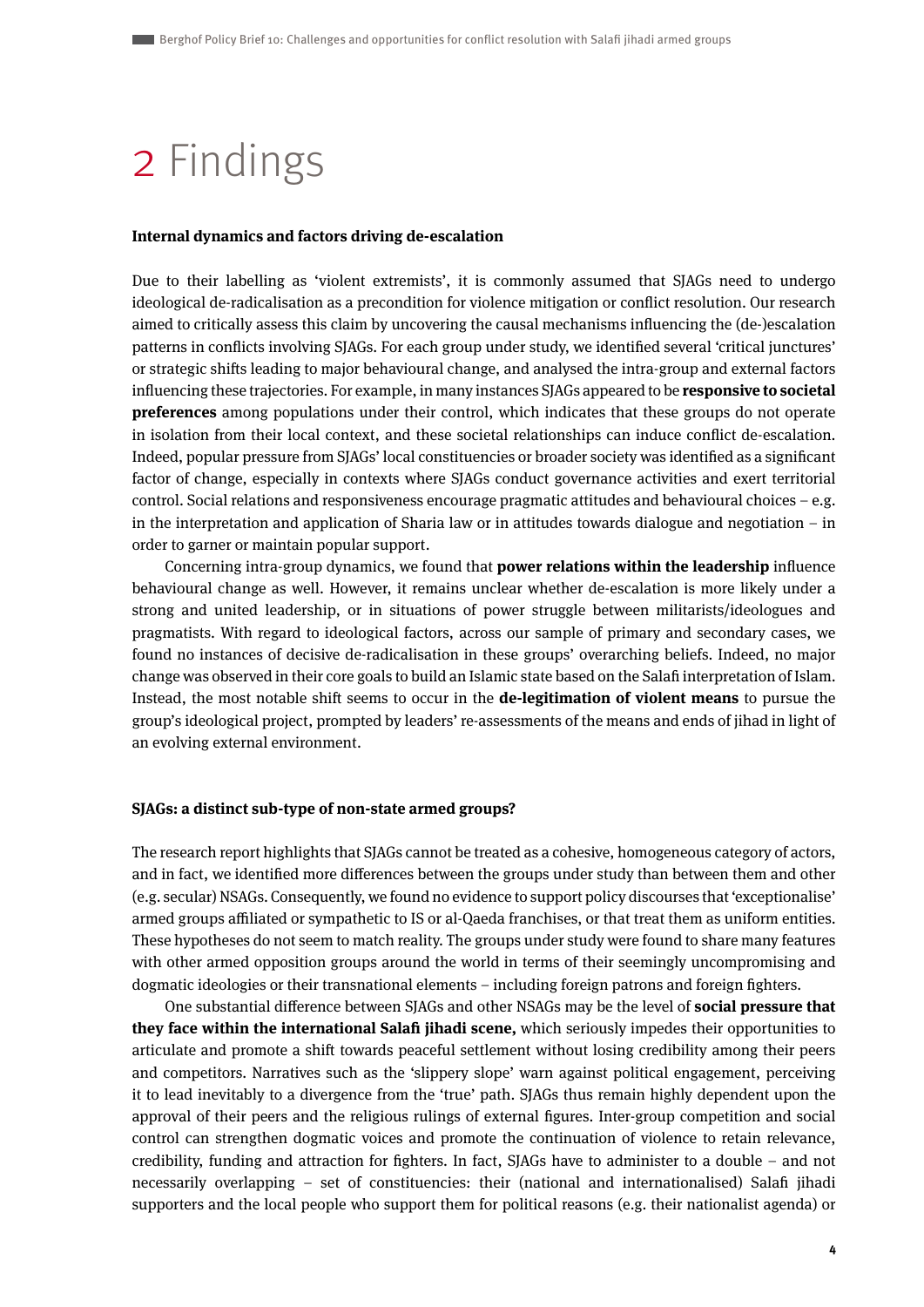# 2 Findings

**Internal dynamics and factors driving de-escalation**

Due to their labelling as 'violent extremists', it is commonly assumed that SJAGs need to undergo ideological de-radicalisation as a precondition for violence mitigation or conflict resolution. Our research aimed to critically assess this claim by uncovering the causal mechanisms influencing the (de-)escalation patterns in conflicts involving SJAGs. For each group under study, we identified several 'critical junctures' or strategic shifts leading to major behavioural change, and analysed the intra-group and external factors influencing these trajectories. For example, in many instances SJAGs appeared to be **responsive to societal preferences** among populations under their control, which indicates that these groups do not operate in isolation from their local context, and these societal relationships can induce conflict de-escalation. Indeed, popular pressure from SJAGs' local constituencies or broader society was identified as a significant factor of change, especially in contexts where SJAGs conduct governance activities and exert territorial control. Social relations and responsiveness encourage pragmatic attitudes and behavioural choices – e.g. in the interpretation and application of Sharia law or in attitudes towards dialogue and negotiation – in order to garner or maintain popular support.

Concerning intra-group dynamics, we found that **power relations within the leadership** influence behavioural change as well. However, it remains unclear whether de-escalation is more likely under a strong and united leadership, or in situations of power struggle between militarists/ideologues and pragmatists. With regard to ideological factors, across our sample of primary and secondary cases, we found no instances of decisive de-radicalisation in these groups' overarching beliefs. Indeed, no major change was observed in their core goals to build an Islamic state based on the Salafi interpretation of Islam. Instead, the most notable shift seems to occur in the **de-legitimation of violent means** to pursue the group's ideological project, prompted by leaders' re-assessments of the means and ends of jihad in light of an evolving external environment.

**SJAGs: a distinct sub-type of non-state armed groups?**

The research report highlights that SJAGs cannot be treated as a cohesive, homogeneous category of actors, and in fact, we identified more differences between the groups under study than between them and other (e.g. secular) NSAGs. Consequently, we found no evidence to support policy discourses that 'exceptionalise' armed groups affiliated or sympathetic to IS or al-Qaeda franchises, or that treat them as uniform entities. These hypotheses do not seem to match reality. The groups under study were found to share many features with other armed opposition groups around the world in terms of their seemingly uncompromising and dogmatic ideologies or their transnational elements – including foreign patrons and foreign fighters.

One substantial difference between SJAGs and other NSAGs may be the level of **social pressure that they face within the international Salafi jihadi scene,** which seriously impedes their opportunities to articulate and promote a shift towards peaceful settlement without losing credibility among their peers and competitors. Narratives such as the 'slippery slope' warn against political engagement, perceiving it to lead inevitably to a divergence from the 'true' path. SJAGs thus remain highly dependent upon the approval of their peers and the religious rulings of external figures. Inter-group competition and social control can strengthen dogmatic voices and promote the continuation of violence to retain relevance, credibility, funding and attraction for fighters. In fact, SJAGs have to administer to a double – and not necessarily overlapping – set of constituencies: their (national and internationalised) Salafi jihadi supporters and the local people who support them for political reasons (e.g. their nationalist agenda) or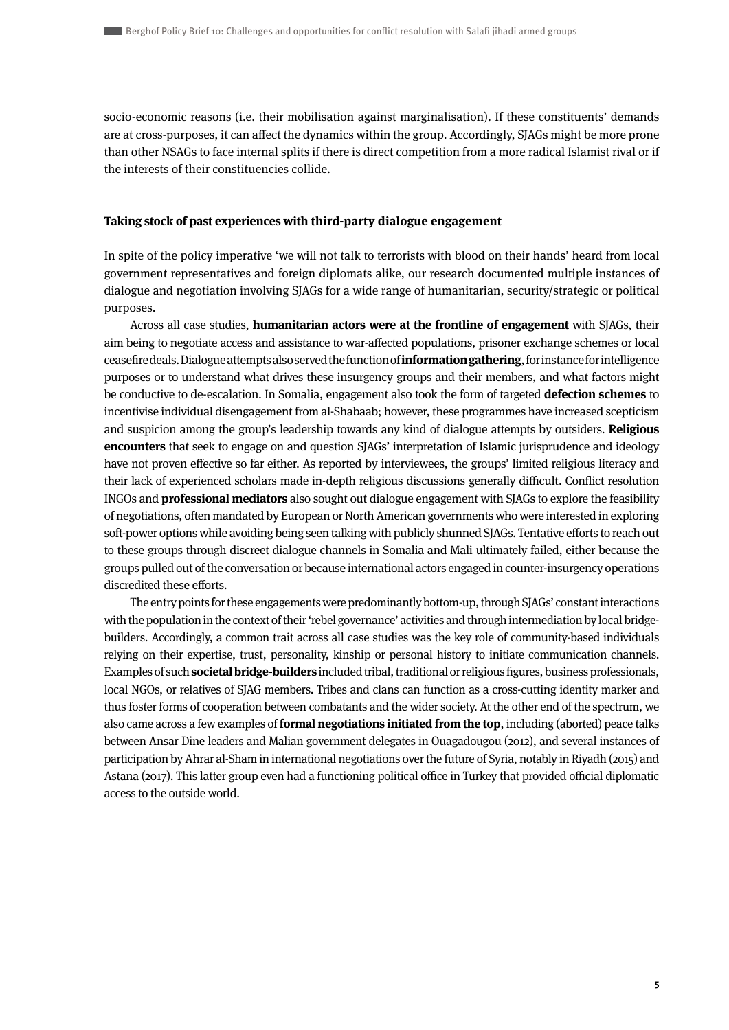socio-economic reasons (i.e. their mobilisation against marginalisation). If these constituents' demands are at cross-purposes, it can affect the dynamics within the group. Accordingly, SJAGs might be more prone than other NSAGs to face internal splits if there is direct competition from a more radical Islamist rival or if the interests of their constituencies collide.

### Taking stock of past experiences with third-party dialogue engagement

In spite of the policy imperative 'we will not talk to terrorists with blood on their hands' heard from local government representatives and foreign diplomats alike, our research documented multiple instances of dialogue and negotiation involving SJAGs for a wide range of humanitarian, security/strategic or political purposes.

Across all case studies, **humanitarian actors were at the frontline of engagement** with SJAGs, their aim being to negotiate access and assistance to war-affected populations, prisoner exchange schemes or local ceasefire deals. Dialogue attempts also served the function of **information gathering**, for instance for intelligence purposes or to understand what drives these insurgency groups and their members, and what factors might be conductive to de-escalation. In Somalia, engagement also took the form of targeted **defection schemes** to incentivise individual disengagement from al-Shabaab; however, these programmes have increased scepticism and suspicion among the group's leadership towards any kind of dialogue attempts by outsiders. **Religious encounters** that seek to engage on and question SJAGs' interpretation of Islamic jurisprudence and ideology have not proven effective so far either. As reported by interviewees, the groups' limited religious literacy and their lack of experienced scholars made in-depth religious discussions generally difficult. Conflict resolution INGOs and **professional mediators** also sought out dialogue engagement with SJAGs to explore the feasibility of negotiations, often mandated by European or North American governments who were interested in exploring soft-power options while avoiding being seen talking with publicly shunned SJAGs. Tentative efforts to reach out to these groups through discreet dialogue channels in Somalia and Mali ultimately failed, either because the groups pulled out of the conversation or because international actors engaged in counter-insurgency operations discredited these efforts.

The entry points for these engagements were predominantly bottom-up, through SJAGs' constant interactions with the population in the context of their 'rebel governance' activities and through intermediation by local bridge-builders. Accordingly, a common trait across all case studies was the key role of community-based individuals relying on their expertise, trust, personality, kinship or personal history to initiate communication channels. Examples of such **societal bridge-builders** included tribal, traditional or religious figures, business professionals, local NGOs, or relatives of SJAG members. Tribes and clans can function as a cross-cutting identity marker and thus foster forms of cooperation between combatants and the wider society. At the other end of the spectrum, we also came across a few examples of **formal negotiations initiated from the top**, including (aborted) peace talks between Ansar Dine leaders and Malian government delegates in Ouagadougou (2012), and several instances of participation by Ahrar al-Sham in international negotiations over the future of Syria, notably in Riyadh (2015) and Astana (2017). This latter group even had a functioning political office in Turkey that provided official diplomatic access to the outside world.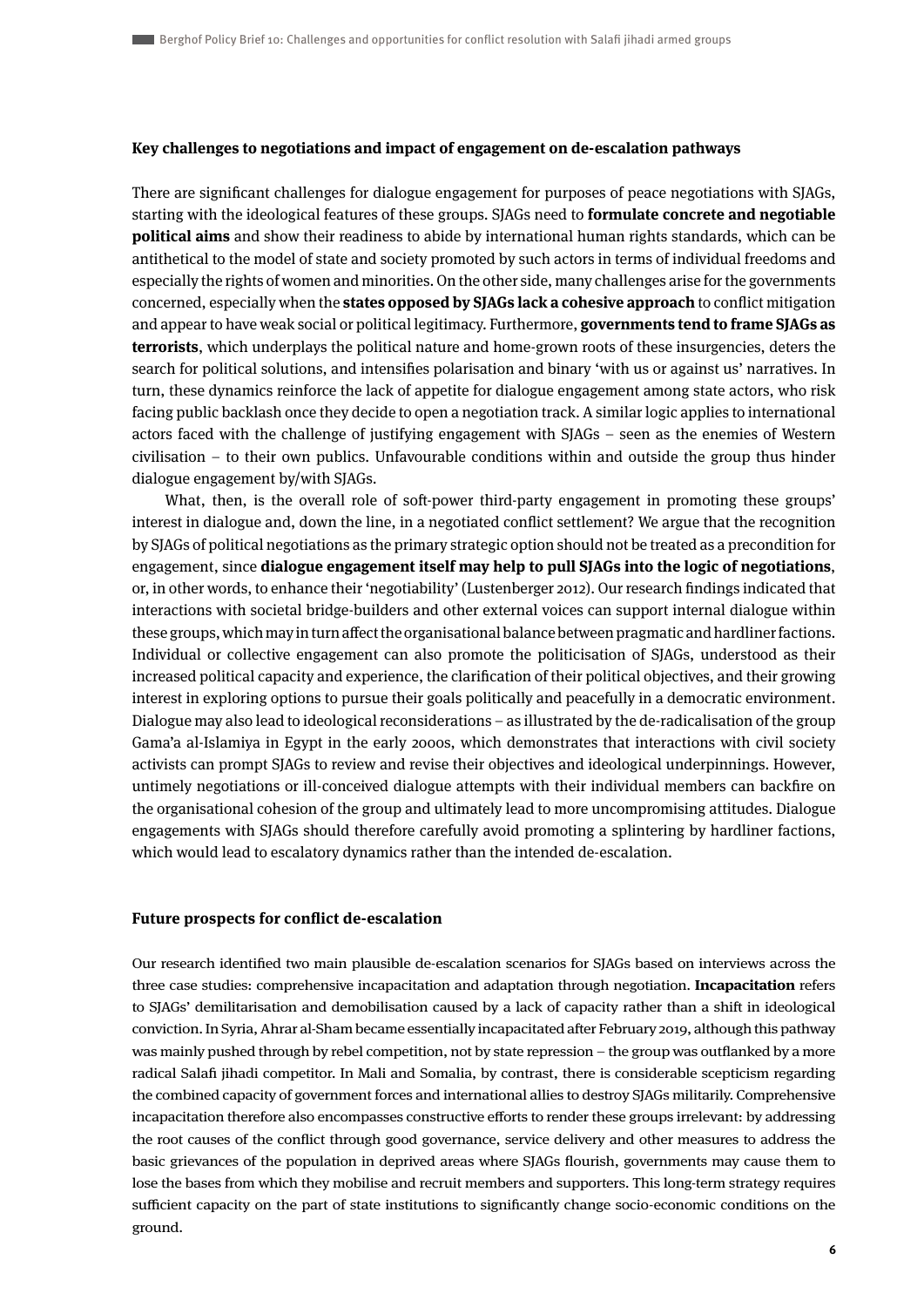### Key challenges to negotiations and impact of engagement on de-escalation pathways

There are significant challenges for dialogue engagement for purposes of peace negotiations with SJAGs, starting with the ideological features of these groups. SJAGs need to **formulate concrete and negotiable political aims** and show their readiness to abide by international human rights standards, which can be antithetical to the model of state and society promoted by such actors in terms of individual freedoms and especially the rights of women and minorities. On the other side, many challenges arise for the governments concerned, especially when the **states opposed by SJAGs lack a cohesive approach** to conflict mitigation and appear to have weak social or political legitimacy. Furthermore, **governments tend to frame SJAGs as terrorists**, which underplays the political nature and home-grown roots of these insurgencies, deters the search for political solutions, and intensifies polarisation and binary 'with us or against us' narratives. In turn, these dynamics reinforce the lack of appetite for dialogue engagement among state actors, who risk facing public backlash once they decide to open a negotiation track. A similar logic applies to international actors faced with the challenge of justifying engagement with SJAGs – seen as the enemies of Western civilisation – to their own publics. Unfavourable conditions within and outside the group thus hinder dialogue engagement by/with SJAGs.

What, then, is the overall role of soft-power third-party engagement in promoting these groups' interest in dialogue and, down the line, in a negotiated conflict settlement? We argue that the recognition by SJAGs of political negotiations as the primary strategic option should not be treated as a precondition for engagement, since **dialogue engagement itself may help to pull SJAGs into the logic of negotiations**, or, in other words, to enhance their 'negotiability' (Lustenberger 2012). Our research findings indicated that interactions with societal bridge-builders and other external voices can support internal dialogue within these groups, which may in turn affect the organisational balance between pragmatic and hardliner factions. Individual or collective engagement can also promote the politicisation of SJAGs, understood as their increased political capacity and experience, the clarification of their political objectives, and their growing interest in exploring options to pursue their goals politically and peacefully in a democratic environment. Dialogue may also lead to ideological reconsiderations – as illustrated by the de-radicalisation of the group Gama'a al-Islamiya in Egypt in the early 2000s, which demonstrates that interactions with civil society activists can prompt SJAGs to review and revise their objectives and ideological underpinnings. However, untimely negotiations or ill-conceived dialogue attempts with their individual members can backfire on the organisational cohesion of the group and ultimately lead to more uncompromising attitudes. Dialogue engagements with SJAGs should therefore carefully avoid promoting a splintering by hardliner factions, which would lead to escalatory dynamics rather than the intended de-escalation.

### Future prospects for conflict de-escalation

Our research identified two main plausible de-escalation scenarios for SJAGs based on interviews across the three case studies: comprehensive incapacitation and adaptation through negotiation. **Incapacitation** refers to SJAGs' demilitarisation and demobilisation caused by a lack of capacity rather than a shift in ideological conviction. In Syria, Ahrar al-Sham became essentially incapacitated after February 2019, although this pathway was mainly pushed through by rebel competition, not by state repression – the group was outflanked by a more radical Salafi jihadi competitor. In Mali and Somalia, by contrast, there is considerable scepticism regarding the combined capacity of government forces and international allies to destroy SJAGs militarily. Comprehensive incapacitation therefore also encompasses constructive efforts to render these groups irrelevant: by addressing the root causes of the conflict through good governance, service delivery and other measures to address the basic grievances of the population in deprived areas where SJAGs flourish, governments may cause them to lose the bases from which they mobilise and recruit members and supporters. This long-term strategy requires sufficient capacity on the part of state institutions to significantly change socio-economic conditions on the ground.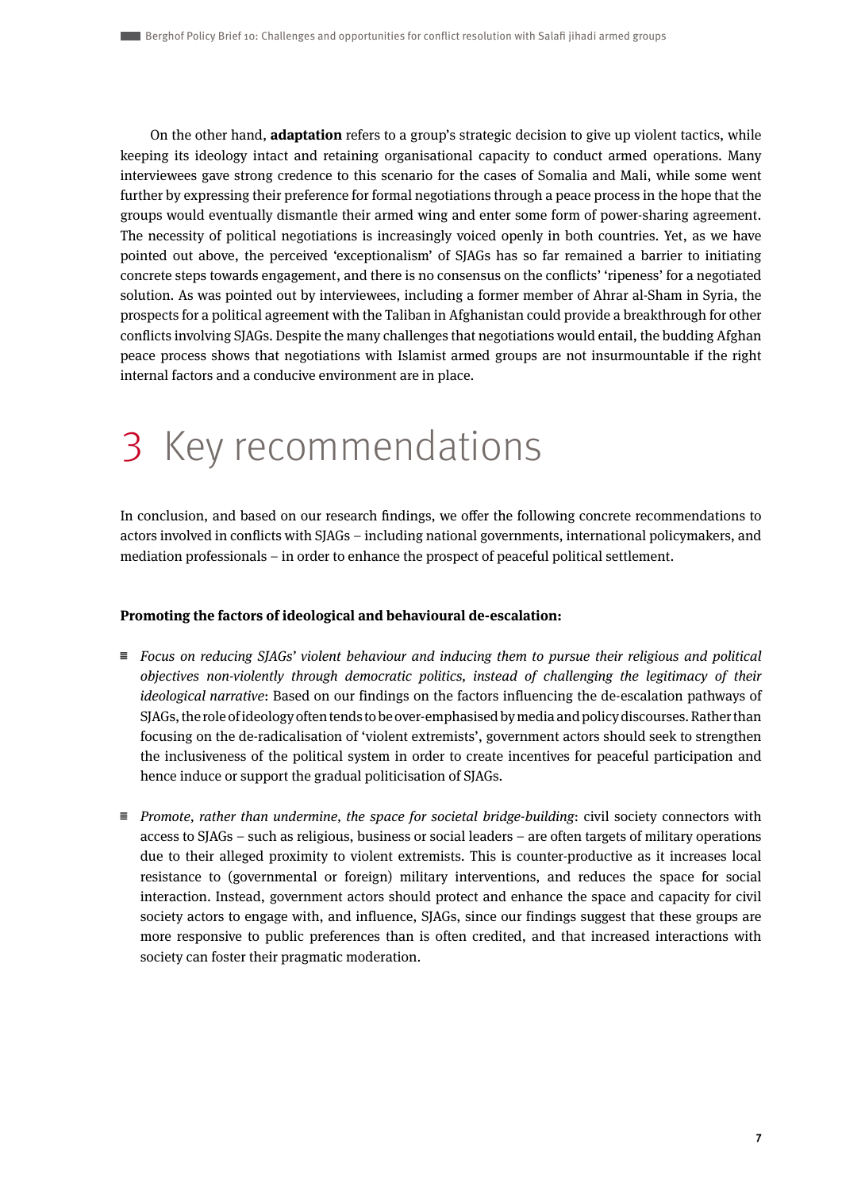On the other hand, **adaptation** refers to a group's strategic decision to give up violent tactics, while keeping its ideology intact and retaining organisational capacity to conduct armed operations. Many interviewees gave strong credence to this scenario for the cases of Somalia and Mali, while some went further by expressing their preference for formal negotiations through a peace process in the hope that the groups would eventually dismantle their armed wing and enter some form of power-sharing agreement. The necessity of political negotiations is increasingly voiced openly in both countries. Yet, as we have pointed out above, the perceived 'exceptionalism' of SJAGs has so far remained a barrier to initiating concrete steps towards engagement, and there is no consensus on the conflicts' 'ripeness' for a negotiated solution. As was pointed out by interviewees, including a former member of Ahrar al-Sham in Syria, the prospects for a political agreement with the Taliban in Afghanistan could provide a breakthrough for other conflicts involving SJAGs. Despite the many challenges that negotiations would entail, the budding Afghan peace process shows that negotiations with Islamist armed groups are not insurmountable if the right internal factors and a conducive environment are in place.

# 3 Key recommendations

In conclusion, and based on our research findings, we offer the following concrete recommendations to actors involved in conflicts with SJAGs – including national governments, international policymakers, and mediation professionals – in order to enhance the prospect of peaceful political settlement.

**Promoting the factors of ideological and behavioural de-escalation:**

- *Focus on reducing SJAGs' violent behaviour and inducing them to pursue their religious and political objectives non-violently through democratic politics, instead of challenging the legitimacy of their ideological narrative*: Based on our findings on the factors influencing the de-escalation pathways of SJAGs, the role of ideology often tends to be over-emphasised by media and policy discourses. Rather than focusing on the de-radicalisation of 'violent extremists', government actors should seek to strengthen the inclusiveness of the political system in order to create incentives for peaceful participation and hence induce or support the gradual politicisation of SJAGs.

- *Promote, rather than undermine, the space for societal bridge-building*: civil society connectors with access to SJAGs – such as religious, business or social leaders – are often targets of military operations due to their alleged proximity to violent extremists. This is counter-productive as it increases local resistance to (governmental or foreign) military interventions, and reduces the space for social interaction. Instead, government actors should protect and enhance the space and capacity for civil society actors to engage with, and influence, SJAGs, since our findings suggest that these groups are more responsive to public preferences than is often credited, and that increased interactions with society can foster their pragmatic moderation.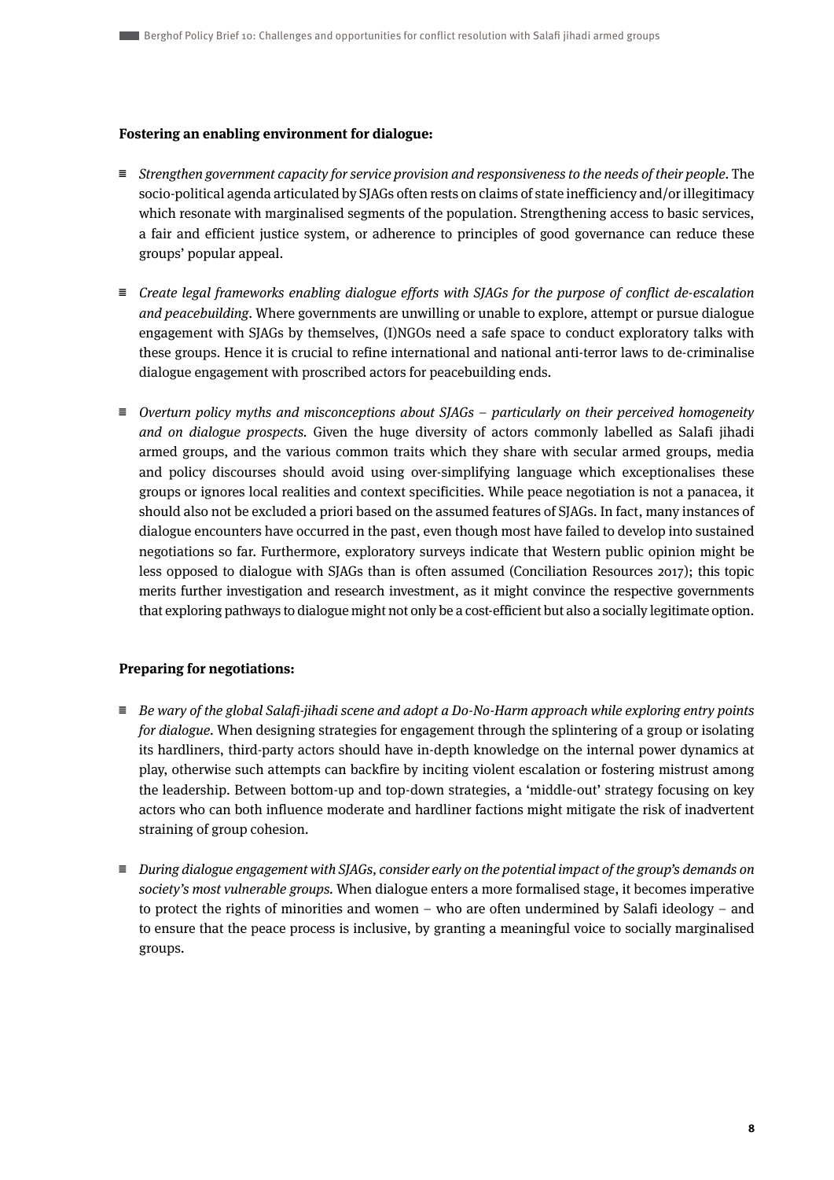**Fostering an enabling environment for dialogue:**

- *Strengthen government capacity for service provision and responsiveness to the needs of their people*. The socio-political agenda articulated by SJAGs often rests on claims of state inefficiency and/or illegitimacy which resonate with marginalised segments of the population. Strengthening access to basic services, a fair and efficient justice system, or adherence to principles of good governance can reduce these groups' popular appeal.

- *Create legal frameworks enabling dialogue efforts with SJAGs for the purpose of conflict de-escalation and peacebuilding*. Where governments are unwilling or unable to explore, attempt or pursue dialogue engagement with SJAGs by themselves, (I)NGOs need a safe space to conduct exploratory talks with these groups. Hence it is crucial to refine international and national anti-terror laws to de-criminalise dialogue engagement with proscribed actors for peacebuilding ends.

- *Overturn policy myths and misconceptions about SJAGs – particularly on their perceived homogeneity and on dialogue prospects*. Given the huge diversity of actors commonly labelled as Salafi jihadi armed groups, and the various common traits which they share with secular armed groups, media and policy discourses should avoid using over-simplifying language which exceptionalises these groups or ignores local realities and context specificities. While peace negotiation is not a panacea, it should also not be excluded a priori based on the assumed features of SJAGs. In fact, many instances of dialogue encounters have occurred in the past, even though most have failed to develop into sustained negotiations so far. Furthermore, exploratory surveys indicate that Western public opinion might be less opposed to dialogue with SJAGs than is often assumed (Conciliation Resources 2017); this topic merits further investigation and research investment, as it might convince the respective governments that exploring pathways to dialogue might not only be a cost-efficient but also a socially legitimate option.

**Preparing for negotiations:**

- *Be wary of the global Salafi-jihadi scene and adopt a Do-No-Harm approach while exploring entry points for dialogue*. When designing strategies for engagement through the splintering of a group or isolating its hardliners, third-party actors should have in-depth knowledge on the internal power dynamics at play, otherwise such attempts can backfire by inciting violent escalation or fostering mistrust among the leadership. Between bottom-up and top-down strategies, a 'middle-out' strategy focusing on key actors who can both influence moderate and hardliner factions might mitigate the risk of inadvertent straining of group cohesion.

- *During dialogue engagement with SJAGs, consider early on the potential impact of the group's demands on society's most vulnerable groups*. When dialogue enters a more formalised stage, it becomes imperative to protect the rights of minorities and women – who are often undermined by Salafi ideology – and to ensure that the peace process is inclusive, by granting a meaningful voice to socially marginalised groups.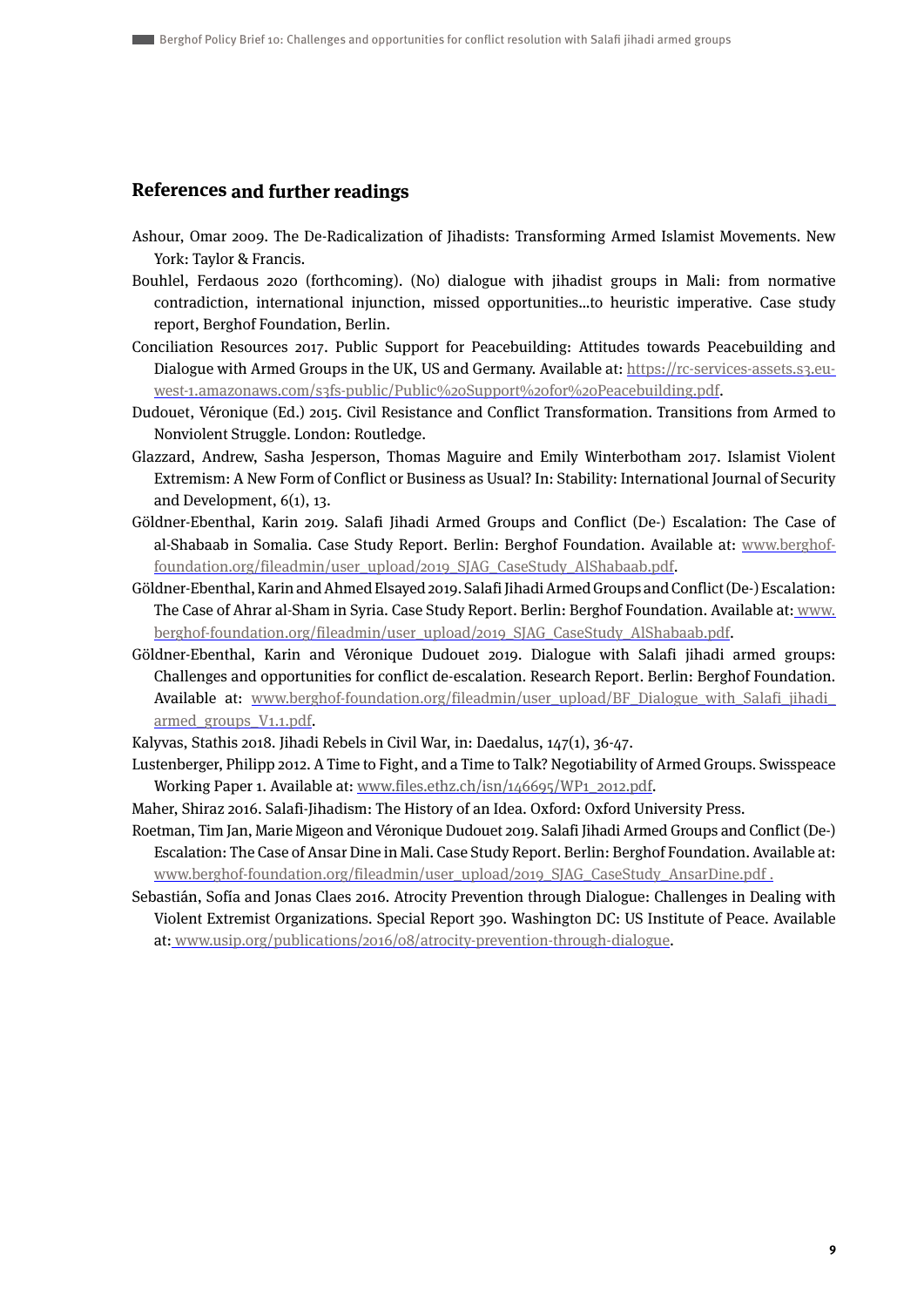## References and further readings

Ashour, Omar 2009. The De-Radicalization of Jihadists: Transforming Armed Islamist Movements. New York: Taylor & Francis.

Bouhlel, Ferdaous 2020 (forthcoming). (No) dialogue with jihadist groups in Mali: from normative contradiction, international injunction, missed opportunities…to heuristic imperative. Case study report, Berghof Foundation, Berlin.

Conciliation Resources 2017. Public Support for Peacebuilding: Attitudes towards Peacebuilding and Dialogue with Armed Groups in the UK, US and Germany. Available at: https://rc-services-assets.s3.eu-west-1.amazonaws.com/s3fs-public/Public%20Support%20for%20Peacebuilding.pdf.

Dudouet, Véronique (Ed.) 2015. Civil Resistance and Conflict Transformation. Transitions from Armed to Nonviolent Struggle. London: Routledge.

Glazzard, Andrew, Sasha Jesperson, Thomas Maguire and Emily Winterbotham 2017. Islamist Violent Extremism: A New Form of Conflict or Business as Usual? In: Stability: International Journal of Security and Development, 6(1), 13.

Göldner-Ebenthal, Karin 2019. Salafi Jihadi Armed Groups and Conflict (De-) Escalation: The Case of al-Shabaab in Somalia. Case Study Report. Berlin: Berghof Foundation. Available at: www.berghof-foundation.org/fileadmin/user_upload/2019_SJAG_CaseStudy_AlShabaab.pdf.

Göldner-Ebenthal, Karin and Ahmed Elsayed 2019. Salafi Jihadi Armed Groups and Conflict (De-) Escalation: The Case of Ahrar al-Sham in Syria. Case Study Report. Berlin: Berghof Foundation. Available at: www.berghof-foundation.org/fileadmin/user_upload/2019_SJAG_CaseStudy_AlShabaab.pdf.

Göldner-Ebenthal, Karin and Véronique Dudouet 2019. Dialogue with Salafi jihadi armed groups: Challenges and opportunities for conflict de-escalation. Research Report. Berlin: Berghof Foundation. Available at: www.berghof-foundation.org/fileadmin/user_upload/BF_Dialogue_with_Salafi_jihadi_armed_groups_V1.1.pdf.

Kalyvas, Stathis 2018. Jihadi Rebels in Civil War, in: Daedalus, 147(1), 36-47.

Lustenberger, Philipp 2012. A Time to Fight, and a Time to Talk? Negotiability of Armed Groups. Swisspeace Working Paper 1. Available at: www.files.ethz.ch/isn/146695/WP1_2012.pdf.

Maher, Shiraz 2016. Salafi-Jihadism: The History of an Idea. Oxford: Oxford University Press.

Roetman, Tim Jan, Marie Migeon and Véronique Dudouet 2019. Salafi Jihadi Armed Groups and Conflict (De-) Escalation: The Case of Ansar Dine in Mali. Case Study Report. Berlin: Berghof Foundation. Available at: www.berghof-foundation.org/fileadmin/user_upload/2019_SJAG_CaseStudy_AnsarDine.pdf .

Sebastián, Sofía and Jonas Claes 2016. Atrocity Prevention through Dialogue: Challenges in Dealing with Violent Extremist Organizations. Special Report 390. Washington DC: US Institute of Peace. Available at: www.usip.org/publications/2016/08/atrocity-prevention-through-dialogue.